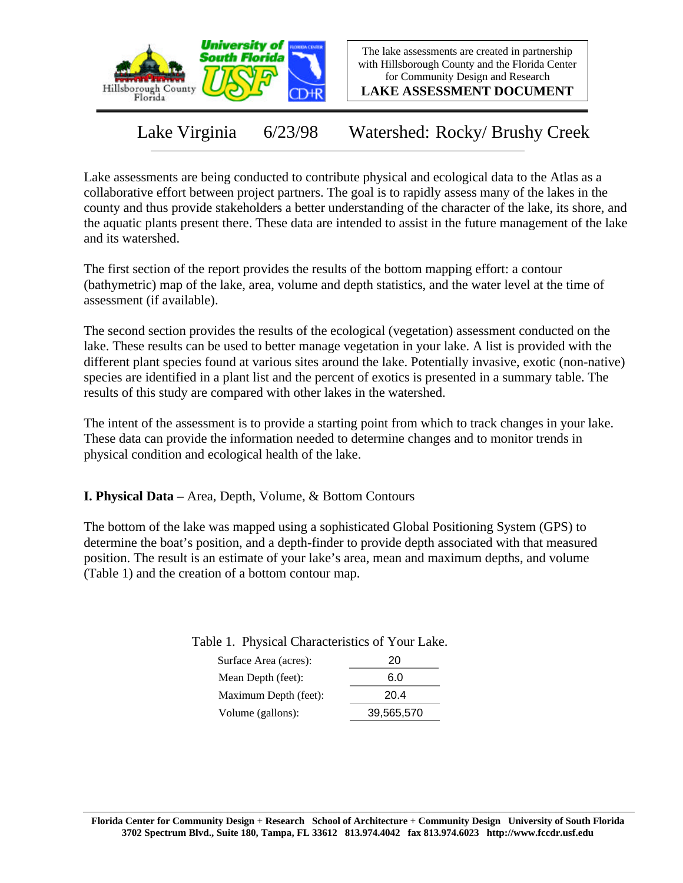The lake assessments are created in partnership with Hillsborough County and the Florida Center for Community Design and Research

**LAKE ASSESSMENT DOCUMENT**

# Lake Virginia 6/23/98 Watershed: Rocky/ Brushy Creek

Lake assessments are being conducted to contribute physical and ecological data to the Atlas as a collaborative effort between project partners. The goal is to rapidly assess many of the lakes in the county and thus provide stakeholders a better understanding of the character of the lake, its shore, and the aquatic plants present there. These data are intended to assist in the future management of the lake and its watershed.

The first section of the report provides the results of the bottom mapping effort: a contour (bathymetric) map of the lake, area, volume and depth statistics, and the water level at the time of assessment (if available).

The second section provides the results of the ecological (vegetation) assessment conducted on the lake. These results can be used to better manage vegetation in your lake. A list is provided with the different plant species found at various sites around the lake. Potentially invasive, exotic (non-native) species are identified in a plant list and the percent of exotics is presented in a summary table. The results of this study are compared with other lakes in the watershed.

The intent of the assessment is to provide a starting point from which to track changes in your lake. These data can provide the information needed to determine changes and to monitor trends in physical condition and ecological health of the lake.

## I. Physical Data – Area, Depth, Volume, & Bottom Contours

The bottom of the lake was mapped using a sophisticated Global Positioning System (GPS) to determine the boat's position, and a depth-finder to provide depth associated with that measured position. The result is an estimate of your lake's area, mean and maximum depths, and volume (Table 1) and the creation of a bottom contour map.

Table 1. Physical Characteristics of Your Lake.

| | |
|---|---|
| Surface Area (acres): | 20 |
| Mean Depth (feet): | 6.0 |
| Maximum Depth (feet): | 20.4 |
| Volume (gallons): | 39,565,570 |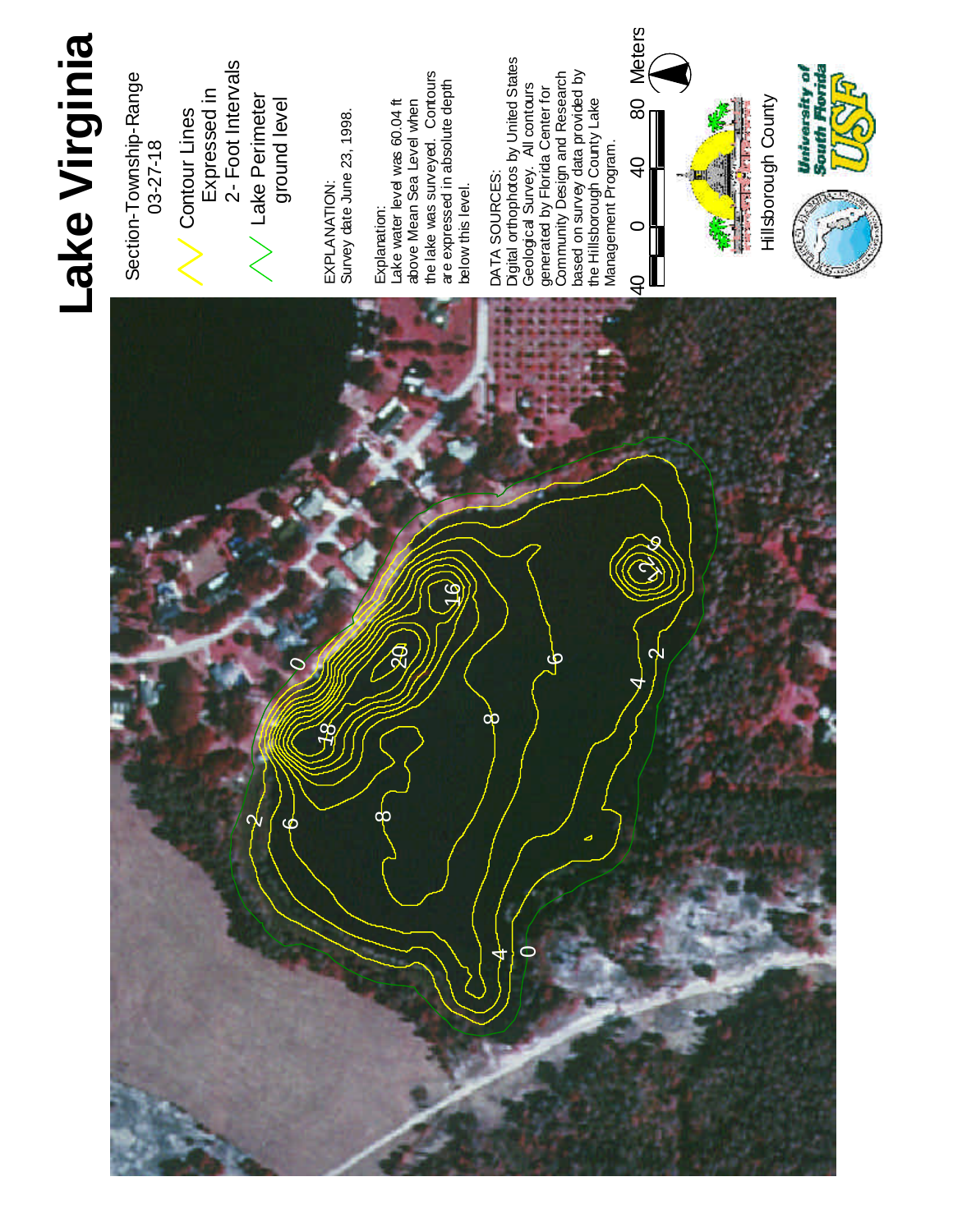# Lake Virginia

Section-Township-Range
03-27-18

Contour Lines Expressed in 2- Foot Intervals

Lake Perimeter ground level

EXPLANATION:
Survey date June 23, 1998.

Explanation:
Lake water level was 60.04 ft above Mean Sea Level when the lake was surveyed. Contours are expressed in absolute depth below this level.

DATA SOURCES:
Digital orthophotos by United States Geological Survey. All contours generated by Florida Center for Community Design and Research based on survey data provided by the Hillsborough County Lake Management Program.

40 0 40 80 Meters

Hillsborough County

University of South Florida USF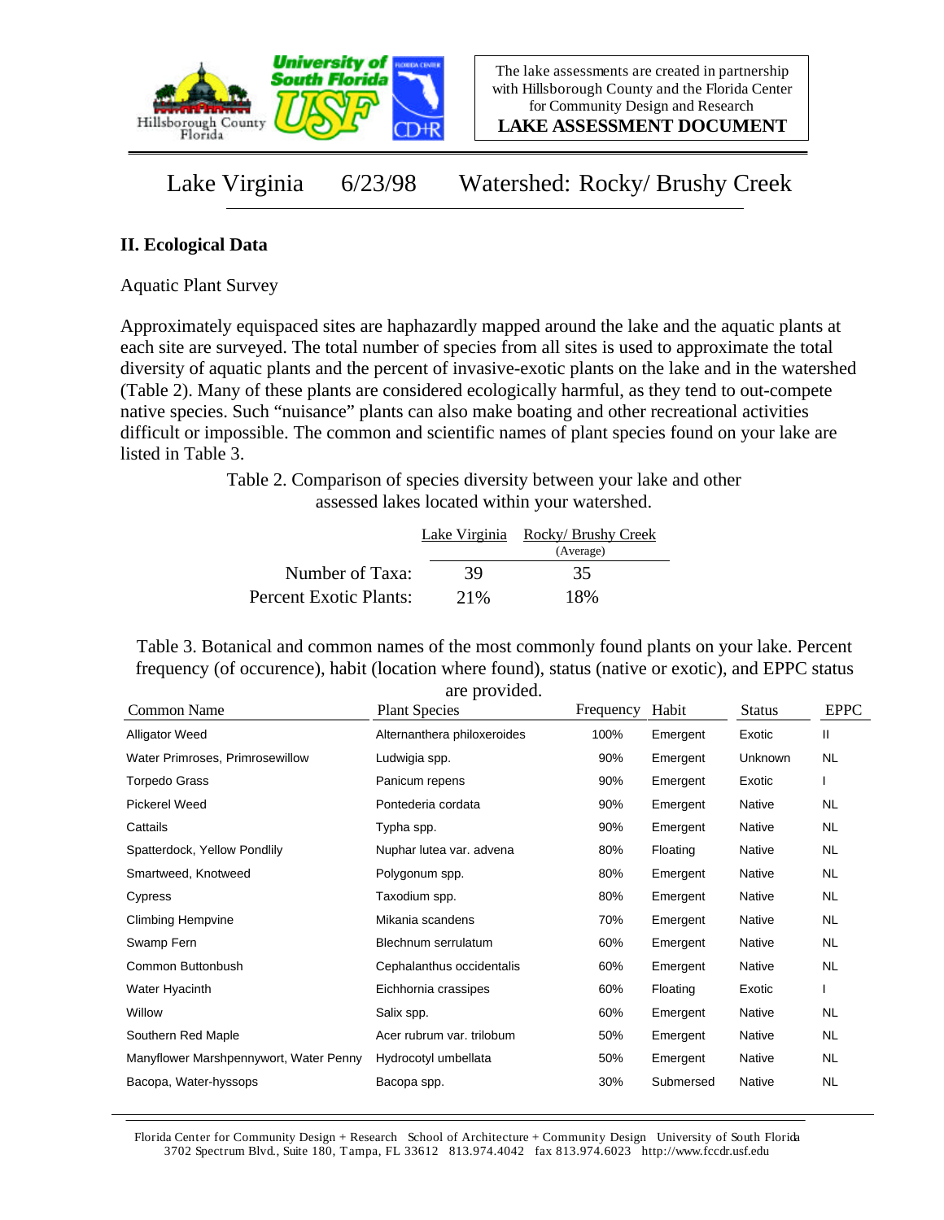The lake assessments are created in partnership with Hillsborough County and the Florida Center for Community Design and Research

**LAKE ASSESSMENT DOCUMENT**

# Lake Virginia 6/23/98 Watershed: Rocky/ Brushy Creek

## II. Ecological Data

Aquatic Plant Survey

Approximately equispaced sites are haphazardly mapped around the lake and the aquatic plants at each site are surveyed. The total number of species from all sites is used to approximate the total diversity of aquatic plants and the percent of invasive-exotic plants on the lake and in the watershed (Table 2). Many of these plants are considered ecologically harmful, as they tend to out-compete native species. Such "nuisance" plants can also make boating and other recreational activities difficult or impossible. The common and scientific names of plant species found on your lake are listed in Table 3.

Table 2. Comparison of species diversity between your lake and other assessed lakes located within your watershed.

| | Lake Virginia | Rocky/ Brushy Creek (Average) |
|---|---|---|
| Number of Taxa: | 39 | 35 |
| Percent Exotic Plants: | 21% | 18% |

Table 3. Botanical and common names of the most commonly found plants on your lake. Percent frequency (of occurence), habit (location where found), status (native or exotic), and EPPC status are provided.

| Common Name | Plant Species | Frequency | Habit | Status | EPPC |
|---|---|---|---|---|---|
| Alligator Weed | Alternanthera philoxeroides | 100% | Emergent | Exotic | II |
| Water Primroses, Primrosewillow | Ludwigia spp. | 90% | Emergent | Unknown | NL |
| Torpedo Grass | Panicum repens | 90% | Emergent | Exotic | I |
| Pickerel Weed | Pontederia cordata | 90% | Emergent | Native | NL |
| Cattails | Typha spp. | 90% | Emergent | Native | NL |
| Spatterdock, Yellow Pondlily | Nuphar lutea var. advena | 80% | Floating | Native | NL |
| Smartweed, Knotweed | Polygonum spp. | 80% | Emergent | Native | NL |
| Cypress | Taxodium spp. | 80% | Emergent | Native | NL |
| Climbing Hempvine | Mikania scandens | 70% | Emergent | Native | NL |
| Swamp Fern | Blechnum serrulatum | 60% | Emergent | Native | NL |
| Common Buttonbush | Cephalanthus occidentalis | 60% | Emergent | Native | NL |
| Water Hyacinth | Eichhornia crassipes | 60% | Floating | Exotic | I |
| Willow | Salix spp. | 60% | Emergent | Native | NL |
| Southern Red Maple | Acer rubrum var. trilobum | 50% | Emergent | Native | NL |
| Manyflower Marshpennywort, Water Penny | Hydrocotyl umbellata | 50% | Emergent | Native | NL |
| Bacopa, Water-hyssops | Bacopa spp. | 30% | Submersed | Native | NL |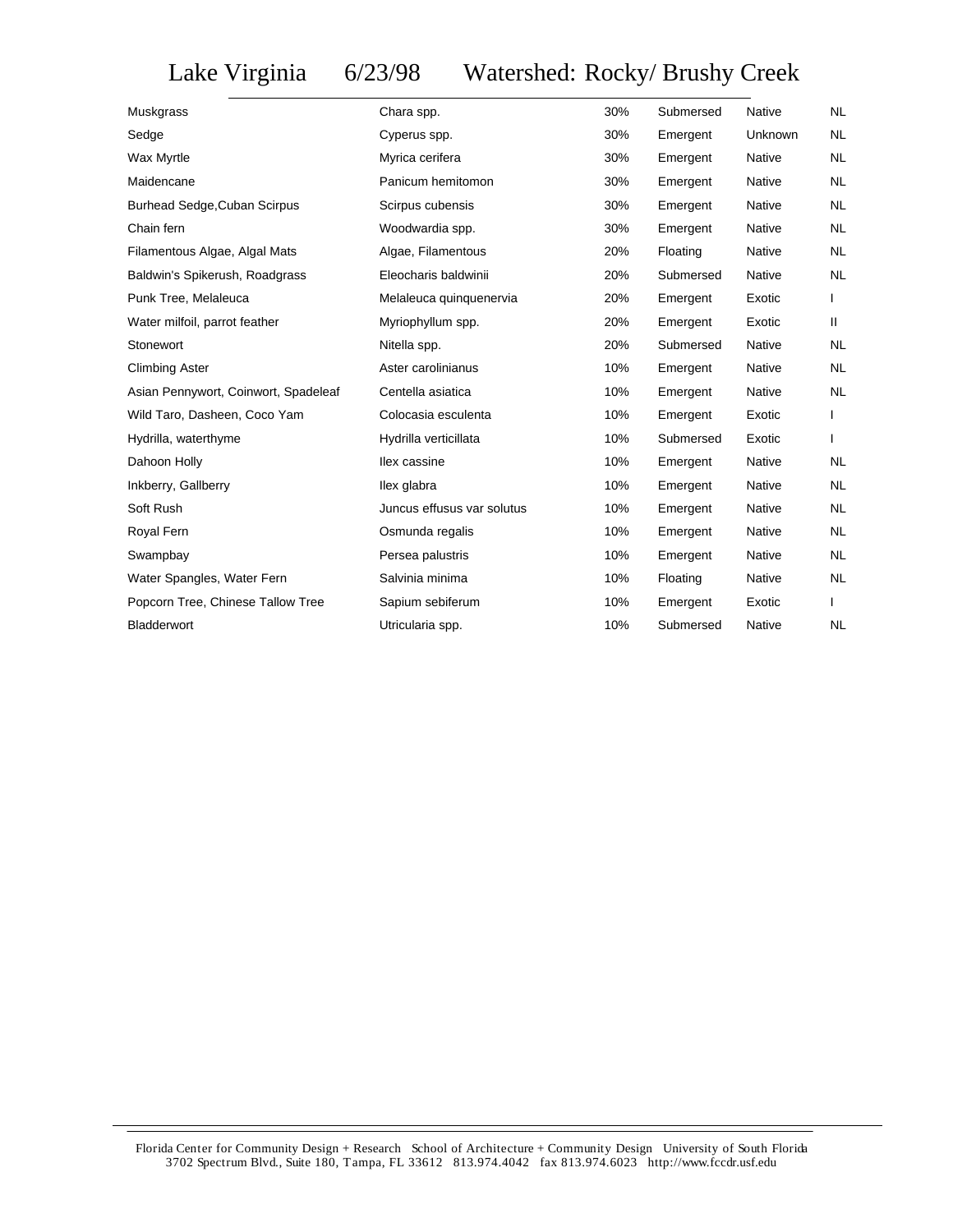# Lake Virginia 6/23/98 Watershed: Rocky/ Brushy Creek

| | | | | | |
|---|---|---|---|---|---|
| Muskgrass | Chara spp. | 30% | Submersed | Native | NL |
| Sedge | Cyperus spp. | 30% | Emergent | Unknown | NL |
| Wax Myrtle | Myrica cerifera | 30% | Emergent | Native | NL |
| Maidencane | Panicum hemitomon | 30% | Emergent | Native | NL |
| Burhead Sedge,Cuban Scirpus | Scirpus cubensis | 30% | Emergent | Native | NL |
| Chain fern | Woodwardia spp. | 30% | Emergent | Native | NL |
| Filamentous Algae, Algal Mats | Algae, Filamentous | 20% | Floating | Native | NL |
| Baldwin's Spikerush, Roadgrass | Eleocharis baldwinii | 20% | Submersed | Native | NL |
| Punk Tree, Melaleuca | Melaleuca quinquenervia | 20% | Emergent | Exotic | I |
| Water milfoil, parrot feather | Myriophyllum spp. | 20% | Emergent | Exotic | II |
| Stonewort | Nitella spp. | 20% | Submersed | Native | NL |
| Climbing Aster | Aster carolinianus | 10% | Emergent | Native | NL |
| Asian Pennywort, Coinwort, Spadeleaf | Centella asiatica | 10% | Emergent | Native | NL |
| Wild Taro, Dasheen, Coco Yam | Colocasia esculenta | 10% | Emergent | Exotic | I |
| Hydrilla, waterthyme | Hydrilla verticillata | 10% | Submersed | Exotic | I |
| Dahoon Holly | Ilex cassine | 10% | Emergent | Native | NL |
| Inkberry, Gallberry | Ilex glabra | 10% | Emergent | Native | NL |
| Soft Rush | Juncus effusus var solutus | 10% | Emergent | Native | NL |
| Royal Fern | Osmunda regalis | 10% | Emergent | Native | NL |
| Swampbay | Persea palustris | 10% | Emergent | Native | NL |
| Water Spangles, Water Fern | Salvinia minima | 10% | Floating | Native | NL |
| Popcorn Tree, Chinese Tallow Tree | Sapium sebiferum | 10% | Emergent | Exotic | I |
| Bladderwort | Utricularia spp. | 10% | Submersed | Native | NL |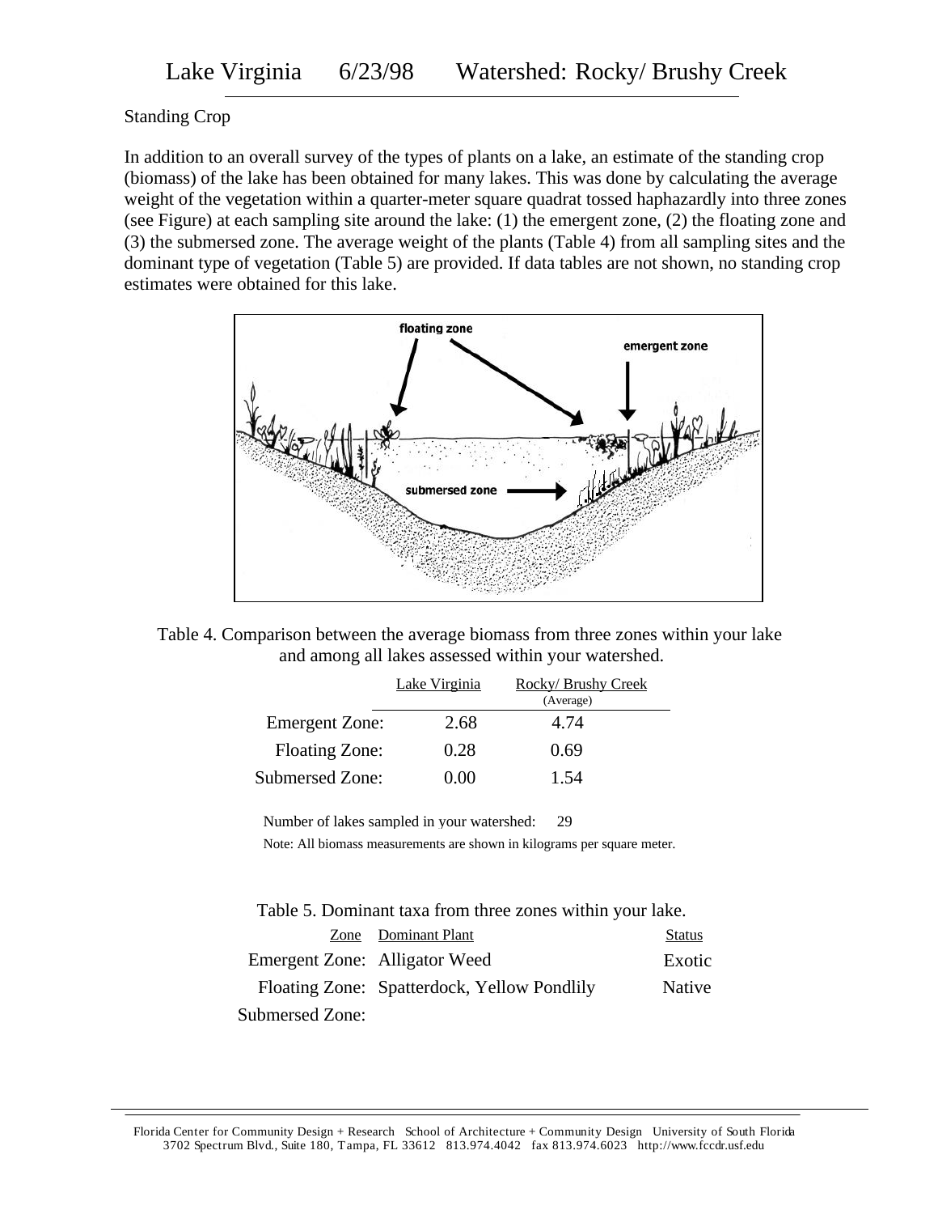# Lake Virginia 6/23/98 Watershed: Rocky/ Brushy Creek

Standing Crop

In addition to an overall survey of the types of plants on a lake, an estimate of the standing crop (biomass) of the lake has been obtained for many lakes. This was done by calculating the average weight of the vegetation within a quarter-meter square quadrat tossed haphazardly into three zones (see Figure) at each sampling site around the lake: (1) the emergent zone, (2) the floating zone and (3) the submersed zone. The average weight of the plants (Table 4) from all sampling sites and the dominant type of vegetation (Table 5) are provided. If data tables are not shown, no standing crop estimates were obtained for this lake.

floating zone

emergent zone

submersed zone

Table 4. Comparison between the average biomass from three zones within your lake and among all lakes assessed within your watershed.

| | Lake Virginia | Rocky/ Brushy Creek (Average) |
|---|---|---|
| Emergent Zone: | 2.68 | 4.74 |
| Floating Zone: | 0.28 | 0.69 |
| Submersed Zone: | 0.00 | 1.54 |

Number of lakes sampled in your watershed: 29

Note: All biomass measurements are shown in kilograms per square meter.

Table 5. Dominant taxa from three zones within your lake.

| Zone | Dominant Plant | Status |
|---|---|---|
| Emergent Zone: | Alligator Weed | Exotic |
| Floating Zone: | Spatterdock, Yellow Pondlily | Native |
| Submersed Zone: | | |